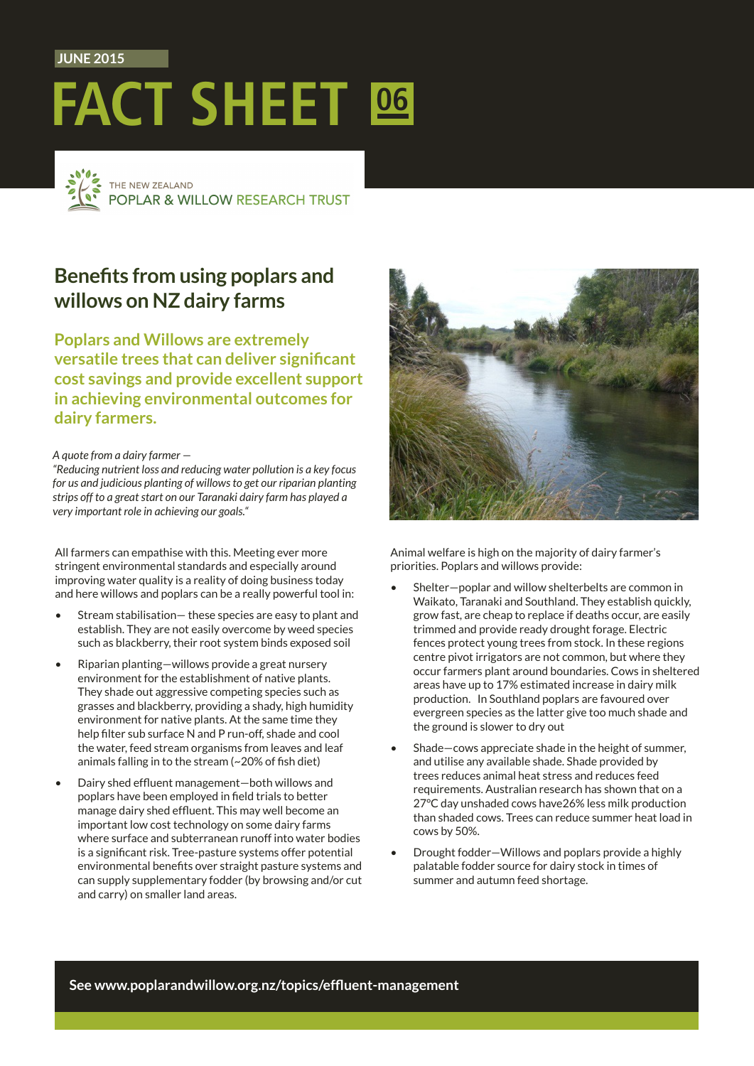JUNE 2015

# FACT SHEET 06

THE NEW ZEALAND
POPLAR & WILLOW RESEARCH TRUST

## Benefits from using poplars and willows on NZ dairy farms

**Poplars and Willows are extremely versatile trees that can deliver significant cost savings and provide excellent support in achieving environmental outcomes for dairy farmers.**

*A quote from a dairy farmer —*
*"Reducing nutrient loss and reducing water pollution is a key focus for us and judicious planting of willows to get our riparian planting strips off to a great start on our Taranaki dairy farm has played a very important role in achieving our goals."*

All farmers can empathise with this. Meeting ever more stringent environmental standards and especially around improving water quality is a reality of doing business today and here willows and poplars can be a really powerful tool in:

- Stream stabilisation— these species are easy to plant and establish. They are not easily overcome by weed species such as blackberry, their root system binds exposed soil
- Riparian planting—willows provide a great nursery environment for the establishment of native plants. They shade out aggressive competing species such as grasses and blackberry, providing a shady, high humidity environment for native plants. At the same time they help filter sub surface N and P run-off, shade and cool the water, feed stream organisms from leaves and leaf animals falling in to the stream (~20% of fish diet)
- Dairy shed effluent management—both willows and poplars have been employed in field trials to better manage dairy shed effluent. This may well become an important low cost technology on some dairy farms where surface and subterranean runoff into water bodies is a significant risk. Tree-pasture systems offer potential environmental benefits over straight pasture systems and can supply supplementary fodder (by browsing and/or cut and carry) on smaller land areas.

Animal welfare is high on the majority of dairy farmer's priorities. Poplars and willows provide:

- Shelter—poplar and willow shelterbelts are common in Waikato, Taranaki and Southland. They establish quickly, grow fast, are cheap to replace if deaths occur, are easily trimmed and provide ready drought forage. Electric fences protect young trees from stock. In these regions centre pivot irrigators are not common, but where they occur farmers plant around boundaries. Cows in sheltered areas have up to 17% estimated increase in dairy milk production. In Southland poplars are favoured over evergreen species as the latter give too much shade and the ground is slower to dry out
- Shade—cows appreciate shade in the height of summer, and utilise any available shade. Shade provided by trees reduces animal heat stress and reduces feed requirements. Australian research has shown that on a 27°C day unshaded cows have26% less milk production than shaded cows. Trees can reduce summer heat load in cows by 50%.
- Drought fodder—Willows and poplars provide a highly palatable fodder source for dairy stock in times of summer and autumn feed shortage.

**See www.poplarandwillow.org.nz/topics/effluent-management**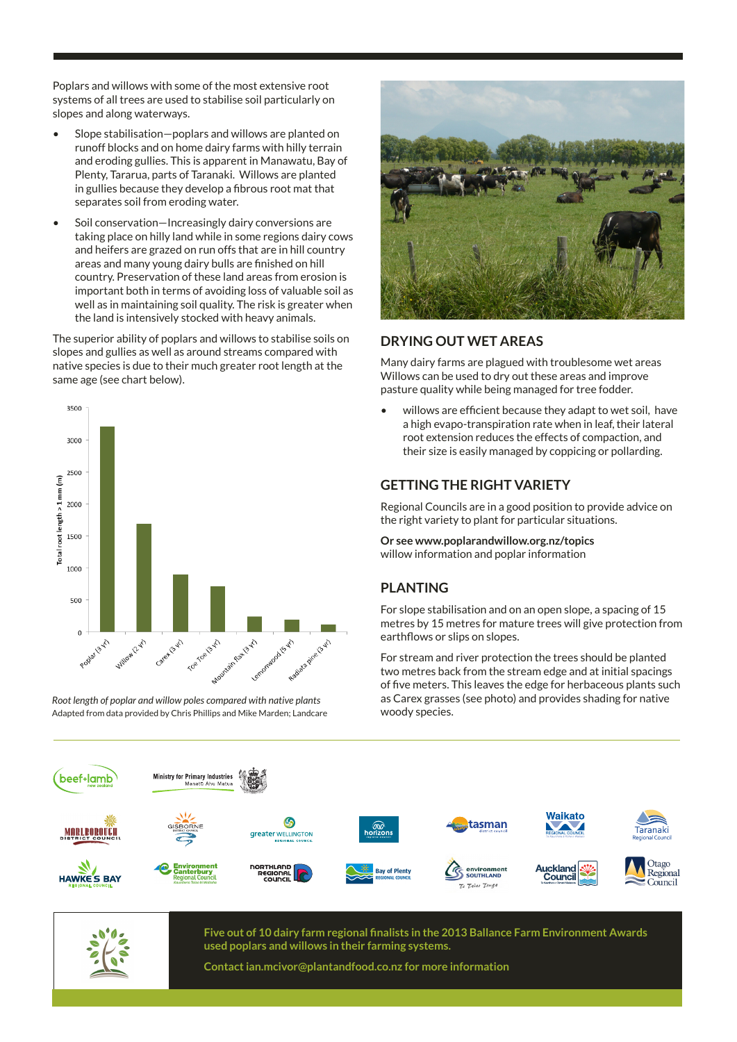Poplars and willows with some of the most extensive root systems of all trees are used to stabilise soil particularly on slopes and along waterways.

- Slope stabilisation—poplars and willows are planted on runoff blocks and on home dairy farms with hilly terrain and eroding gullies. This is apparent in Manawatu, Bay of Plenty, Tararua, parts of Taranaki. Willows are planted in gullies because they develop a fibrous root mat that separates soil from eroding water.
- Soil conservation—Increasingly dairy conversions are taking place on hilly land while in some regions dairy cows and heifers are grazed on run offs that are in hill country areas and many young dairy bulls are finished on hill country. Preservation of these land areas from erosion is important both in terms of avoiding loss of valuable soil as well as in maintaining soil quality. The risk is greater when the land is intensively stocked with heavy animals.

The superior ability of poplars and willows to stabilise soils on slopes and gullies as well as around streams compared with native species is due to their much greater root length at the same age (see chart below).

Total root length > 1 mm (m)

3500
3000
2500
2000
1500
1000
500
0

Poplar (3 yr)
Willow (2 yr)
Carex (3 yr)
Toe Toe (3 yr)
Mountain flax (3 yr)
Lemonwood (5 yr)
Radiata pine (3 yr)

*Root length of poplar and willow poles compared with native plants*
Adapted from data provided by Chris Phillips and Mike Marden; Landcare

## DRYING OUT WET AREAS

Many dairy farms are plagued with troublesome wet areas Willows can be used to dry out these areas and improve pasture quality while being managed for tree fodder.

- willows are efficient because they adapt to wet soil, have a high evapo-transpiration rate when in leaf, their lateral root extension reduces the effects of compaction, and their size is easily managed by coppicing or pollarding.

## GETTING THE RIGHT VARIETY

Regional Councils are in a good position to provide advice on the right variety to plant for particular situations.

**Or see www.poplarandwillow.org.nz/topics**
willow information and poplar information

## PLANTING

For slope stabilisation and on an open slope, a spacing of 15 metres by 15 metres for mature trees will give protection from earthflows or slips on slopes.

For stream and river protection the trees should be planted two metres back from the stream edge and at initial spacings of five meters. This leaves the edge for herbaceous plants such as Carex grasses (see photo) and provides shading for native woody species.

**Five out of 10 dairy farm regional finalists in the 2013 Ballance Farm Environment Awards used poplars and willows in their farming systems.**

**Contact ian.mcivor@plantandfood.co.nz for more information**